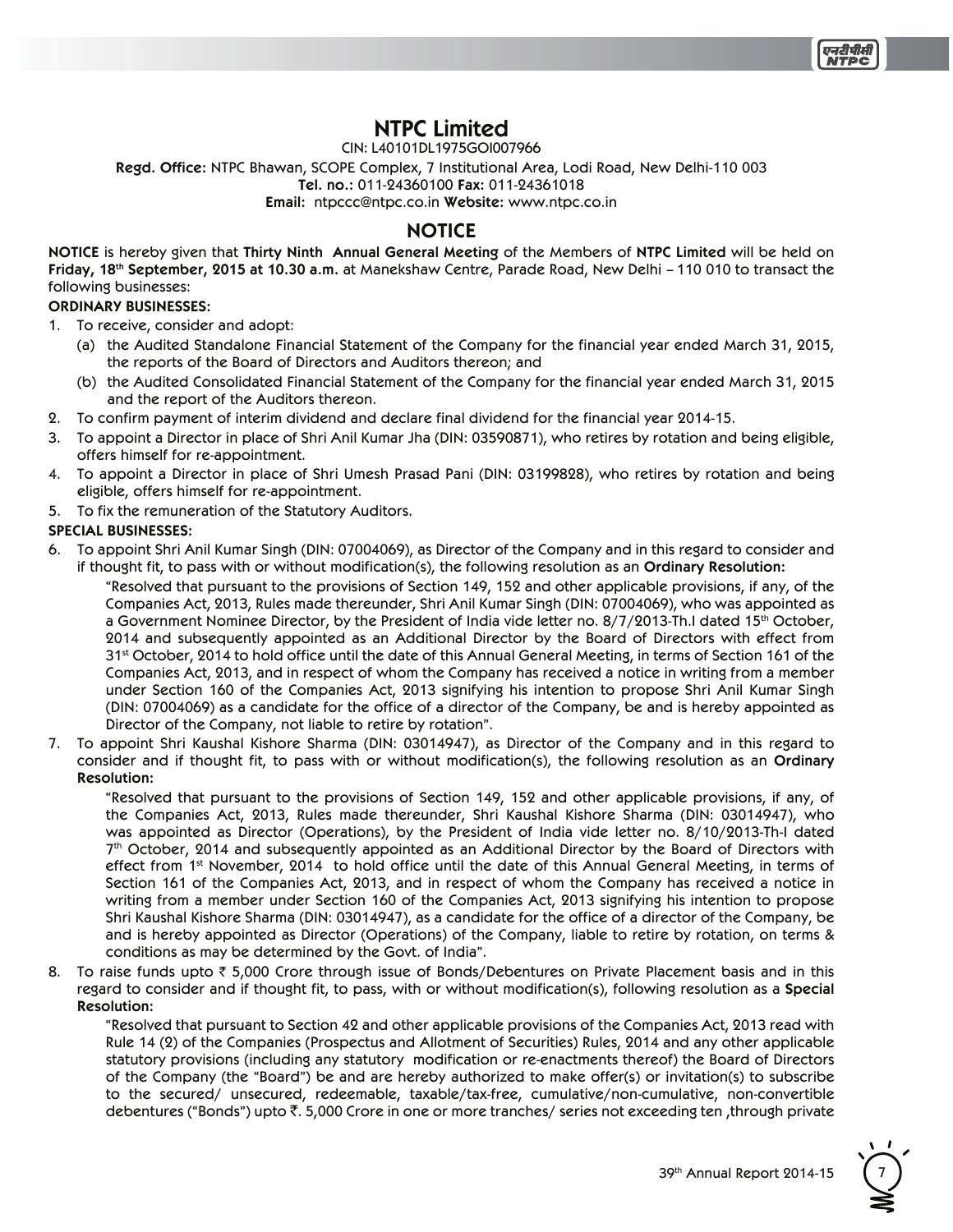# NTPC Limited

CIN: L40101DL1975GOI007966

**Regd. Office:** NTPC Bhawan, SCOPE Complex, 7 Institutional Area, Lodi Road, New Delhi-110 003

**Tel. no.:** 011-24360100 **Fax:** 011-24361018

**Email:** ntpccc@ntpc.co.in **Website:** www.ntpc.co.in

## NOTICE

**NOTICE** is hereby given that **Thirty Ninth Annual General Meeting** of the Members of **NTPC Limited** will be held on **Friday, 18th September, 2015 at 10.30 a.m.** at Manekshaw Centre, Parade Road, New Delhi – 110 010 to transact the following businesses:

**ORDINARY BUSINESSES:**

1. To receive, consider and adopt:
   (a) the Audited Standalone Financial Statement of the Company for the financial year ended March 31, 2015, the reports of the Board of Directors and Auditors thereon; and
   (b) the Audited Consolidated Financial Statement of the Company for the financial year ended March 31, 2015 and the report of the Auditors thereon.
2. To confirm payment of interim dividend and declare final dividend for the financial year 2014-15.
3. To appoint a Director in place of Shri Anil Kumar Jha (DIN: 03590871), who retires by rotation and being eligible, offers himself for re-appointment.
4. To appoint a Director in place of Shri Umesh Prasad Pani (DIN: 03199828), who retires by rotation and being eligible, offers himself for re-appointment.
5. To fix the remuneration of the Statutory Auditors.

**SPECIAL BUSINESSES:**

6. To appoint Shri Anil Kumar Singh (DIN: 07004069), as Director of the Company and in this regard to consider and if thought fit, to pass with or without modification(s), the following resolution as an **Ordinary Resolution:**

   "Resolved that pursuant to the provisions of Section 149, 152 and other applicable provisions, if any, of the Companies Act, 2013, Rules made thereunder, Shri Anil Kumar Singh (DIN: 07004069), who was appointed as a Government Nominee Director, by the President of India vide letter no. 8/7/2013-Th.I dated 15th October, 2014 and subsequently appointed as an Additional Director by the Board of Directors with effect from 31st October, 2014 to hold office until the date of this Annual General Meeting, in terms of Section 161 of the Companies Act, 2013, and in respect of whom the Company has received a notice in writing from a member under Section 160 of the Companies Act, 2013 signifying his intention to propose Shri Anil Kumar Singh (DIN: 07004069) as a candidate for the office of a director of the Company, be and is hereby appointed as Director of the Company, not liable to retire by rotation".

7. To appoint Shri Kaushal Kishore Sharma (DIN: 03014947), as Director of the Company and in this regard to consider and if thought fit, to pass with or without modification(s), the following resolution as an **Ordinary Resolution:**

   "Resolved that pursuant to the provisions of Section 149, 152 and other applicable provisions, if any, of the Companies Act, 2013, Rules made thereunder, Shri Kaushal Kishore Sharma (DIN: 03014947), who was appointed as Director (Operations), by the President of India vide letter no. 8/10/2013-Th-I dated 7th October, 2014 and subsequently appointed as an Additional Director by the Board of Directors with effect from 1st November, 2014 to hold office until the date of this Annual General Meeting, in terms of Section 161 of the Companies Act, 2013, and in respect of whom the Company has received a notice in writing from a member under Section 160 of the Companies Act, 2013 signifying his intention to propose Shri Kaushal Kishore Sharma (DIN: 03014947), as a candidate for the office of a director of the Company, be and is hereby appointed as Director (Operations) of the Company, liable to retire by rotation, on terms & conditions as may be determined by the Govt. of India".

8. To raise funds upto ₹ 5,000 Crore through issue of Bonds/Debentures on Private Placement basis and in this regard to consider and if thought fit, to pass, with or without modification(s), following resolution as a **Special Resolution:**

   "Resolved that pursuant to Section 42 and other applicable provisions of the Companies Act, 2013 read with Rule 14 (2) of the Companies (Prospectus and Allotment of Securities) Rules, 2014 and any other applicable statutory provisions (including any statutory modification or re-enactments thereof) the Board of Directors of the Company (the "Board") be and are hereby authorized to make offer(s) or invitation(s) to subscribe to the secured/ unsecured, redeemable, taxable/tax-free, cumulative/non-cumulative, non-convertible debentures ("Bonds") upto ₹. 5,000 Crore in one or more tranches/ series not exceeding ten ,through private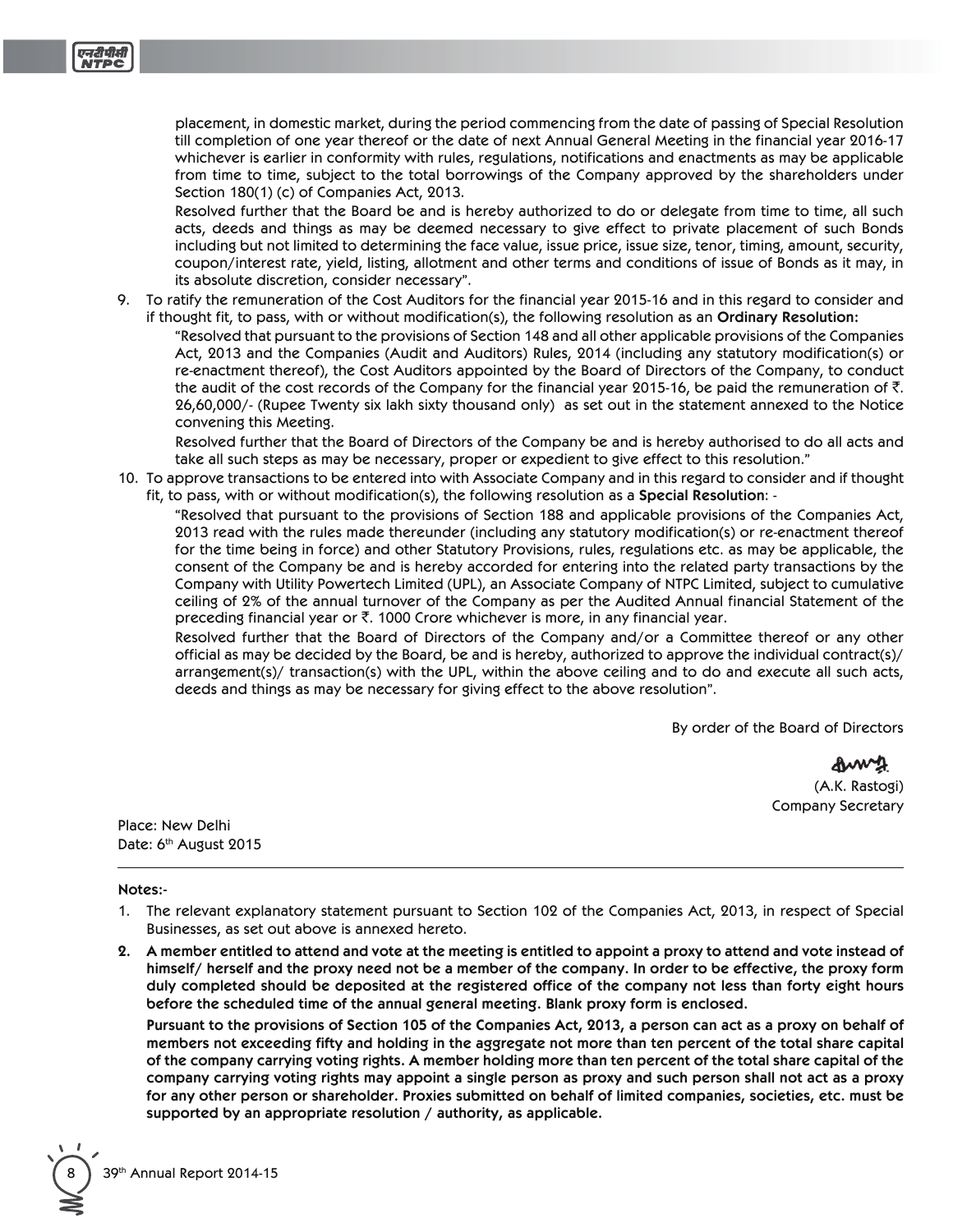placement, in domestic market, during the period commencing from the date of passing of Special Resolution till completion of one year thereof or the date of next Annual General Meeting in the financial year 2016-17 whichever is earlier in conformity with rules, regulations, notifications and enactments as may be applicable from time to time, subject to the total borrowings of the Company approved by the shareholders under Section 180(1) (c) of Companies Act, 2013.

Resolved further that the Board be and is hereby authorized to do or delegate from time to time, all such acts, deeds and things as may be deemed necessary to give effect to private placement of such Bonds including but not limited to determining the face value, issue price, issue size, tenor, timing, amount, security, coupon/interest rate, yield, listing, allotment and other terms and conditions of issue of Bonds as it may, in its absolute discretion, consider necessary".

9. To ratify the remuneration of the Cost Auditors for the financial year 2015-16 and in this regard to consider and if thought fit, to pass, with or without modification(s), the following resolution as an **Ordinary Resolution:**

   "Resolved that pursuant to the provisions of Section 148 and all other applicable provisions of the Companies Act, 2013 and the Companies (Audit and Auditors) Rules, 2014 (including any statutory modification(s) or re-enactment thereof), the Cost Auditors appointed by the Board of Directors of the Company, to conduct the audit of the cost records of the Company for the financial year 2015-16, be paid the remuneration of ₹. 26,60,000/- (Rupee Twenty six lakh sixty thousand only) as set out in the statement annexed to the Notice convening this Meeting.

   Resolved further that the Board of Directors of the Company be and is hereby authorised to do all acts and take all such steps as may be necessary, proper or expedient to give effect to this resolution."

10. To approve transactions to be entered into with Associate Company and in this regard to consider and if thought fit, to pass, with or without modification(s), the following resolution as a **Special Resolution**: -

    "Resolved that pursuant to the provisions of Section 188 and applicable provisions of the Companies Act, 2013 read with the rules made thereunder (including any statutory modification(s) or re-enactment thereof for the time being in force) and other Statutory Provisions, rules, regulations etc. as may be applicable, the consent of the Company be and is hereby accorded for entering into the related party transactions by the Company with Utility Powertech Limited (UPL), an Associate Company of NTPC Limited, subject to cumulative ceiling of 2% of the annual turnover of the Company as per the Audited Annual financial Statement of the preceding financial year or ₹. 1000 Crore whichever is more, in any financial year.

    Resolved further that the Board of Directors of the Company and/or a Committee thereof or any other official as may be decided by the Board, be and is hereby, authorized to approve the individual contract(s)/ arrangement(s)/ transaction(s) with the UPL, within the above ceiling and to do and execute all such acts, deeds and things as may be necessary for giving effect to the above resolution".

By order of the Board of Directors

(A.K. Rastogi)
Company Secretary

Place: New Delhi
Date: 6th August 2015

**Notes:-**

1. The relevant explanatory statement pursuant to Section 102 of the Companies Act, 2013, in respect of Special Businesses, as set out above is annexed hereto.
2. **A member entitled to attend and vote at the meeting is entitled to appoint a proxy to attend and vote instead of himself/ herself and the proxy need not be a member of the company. In order to be effective, the proxy form duly completed should be deposited at the registered office of the company not less than forty eight hours before the scheduled time of the annual general meeting. Blank proxy form is enclosed.**

   **Pursuant to the provisions of Section 105 of the Companies Act, 2013, a person can act as a proxy on behalf of members not exceeding fifty and holding in the aggregate not more than ten percent of the total share capital of the company carrying voting rights. A member holding more than ten percent of the total share capital of the company carrying voting rights may appoint a single person as proxy and such person shall not act as a proxy for any other person or shareholder. Proxies submitted on behalf of limited companies, societies, etc. must be supported by an appropriate resolution / authority, as applicable.**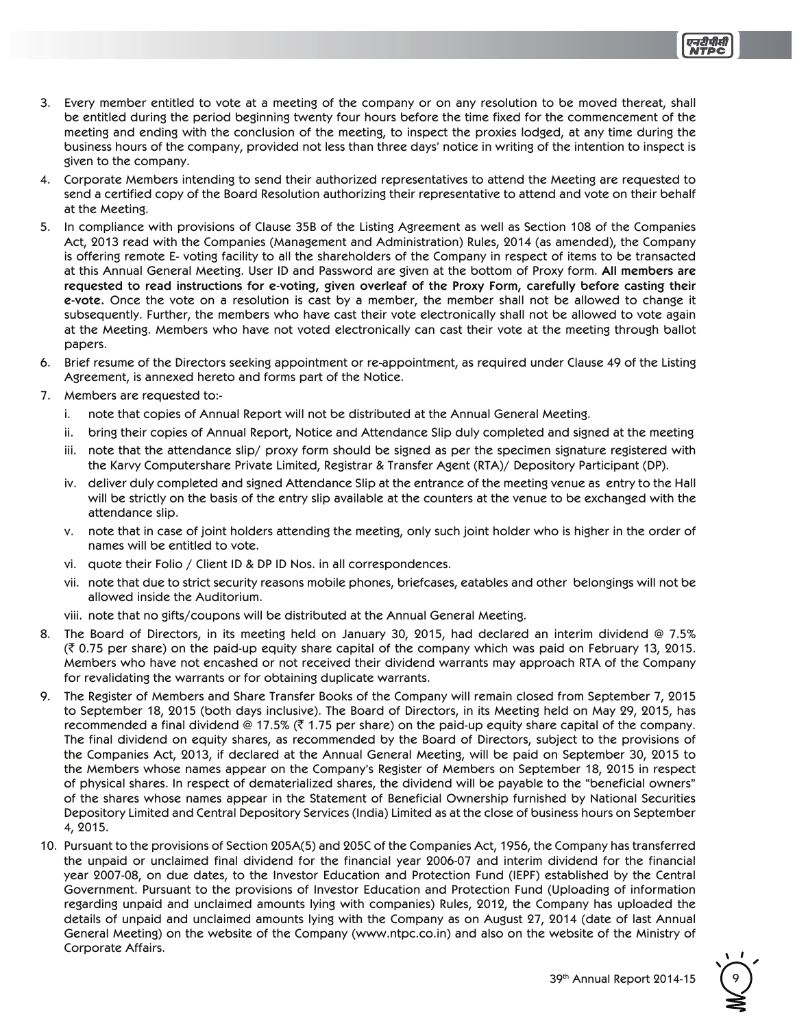3. Every member entitled to vote at a meeting of the company or on any resolution to be moved thereat, shall be entitled during the period beginning twenty four hours before the time fixed for the commencement of the meeting and ending with the conclusion of the meeting, to inspect the proxies lodged, at any time during the business hours of the company, provided not less than three days' notice in writing of the intention to inspect is given to the company.
4. Corporate Members intending to send their authorized representatives to attend the Meeting are requested to send a certified copy of the Board Resolution authorizing their representative to attend and vote on their behalf at the Meeting.
5. In compliance with provisions of Clause 35B of the Listing Agreement as well as Section 108 of the Companies Act, 2013 read with the Companies (Management and Administration) Rules, 2014 (as amended), the Company is offering remote E- voting facility to all the shareholders of the Company in respect of items to be transacted at this Annual General Meeting. User ID and Password are given at the bottom of Proxy form. **All members are requested to read instructions for e-voting, given overleaf of the Proxy Form, carefully before casting their e-vote.** Once the vote on a resolution is cast by a member, the member shall not be allowed to change it subsequently. Further, the members who have cast their vote electronically shall not be allowed to vote again at the Meeting. Members who have not voted electronically can cast their vote at the meeting through ballot papers.
6. Brief resume of the Directors seeking appointment or re-appointment, as required under Clause 49 of the Listing Agreement, is annexed hereto and forms part of the Notice.
7. Members are requested to:-
   i. note that copies of Annual Report will not be distributed at the Annual General Meeting.
   ii. bring their copies of Annual Report, Notice and Attendance Slip duly completed and signed at the meeting
   iii. note that the attendance slip/ proxy form should be signed as per the specimen signature registered with the Karvy Computershare Private Limited, Registrar & Transfer Agent (RTA)/ Depository Participant (DP).
   iv. deliver duly completed and signed Attendance Slip at the entrance of the meeting venue as entry to the Hall will be strictly on the basis of the entry slip available at the counters at the venue to be exchanged with the attendance slip.
   v. note that in case of joint holders attending the meeting, only such joint holder who is higher in the order of names will be entitled to vote.
   vi. quote their Folio / Client ID & DP ID Nos. in all correspondences.
   vii. note that due to strict security reasons mobile phones, briefcases, eatables and other belongings will not be allowed inside the Auditorium.
   viii. note that no gifts/coupons will be distributed at the Annual General Meeting.
8. The Board of Directors, in its meeting held on January 30, 2015, had declared an interim dividend @ 7.5% (₹ 0.75 per share) on the paid-up equity share capital of the company which was paid on February 13, 2015. Members who have not encashed or not received their dividend warrants may approach RTA of the Company for revalidating the warrants or for obtaining duplicate warrants.
9. The Register of Members and Share Transfer Books of the Company will remain closed from September 7, 2015 to September 18, 2015 (both days inclusive). The Board of Directors, in its Meeting held on May 29, 2015, has recommended a final dividend @ 17.5% (₹ 1.75 per share) on the paid-up equity share capital of the company. The final dividend on equity shares, as recommended by the Board of Directors, subject to the provisions of the Companies Act, 2013, if declared at the Annual General Meeting, will be paid on September 30, 2015 to the Members whose names appear on the Company's Register of Members on September 18, 2015 in respect of physical shares. In respect of dematerialized shares, the dividend will be payable to the "beneficial owners" of the shares whose names appear in the Statement of Beneficial Ownership furnished by National Securities Depository Limited and Central Depository Services (India) Limited as at the close of business hours on September 4, 2015.
10. Pursuant to the provisions of Section 205A(5) and 205C of the Companies Act, 1956, the Company has transferred the unpaid or unclaimed final dividend for the financial year 2006-07 and interim dividend for the financial year 2007-08, on due dates, to the Investor Education and Protection Fund (IEPF) established by the Central Government. Pursuant to the provisions of Investor Education and Protection Fund (Uploading of information regarding unpaid and unclaimed amounts lying with companies) Rules, 2012, the Company has uploaded the details of unpaid and unclaimed amounts lying with the Company as on August 27, 2014 (date of last Annual General Meeting) on the website of the Company (www.ntpc.co.in) and also on the website of the Ministry of Corporate Affairs.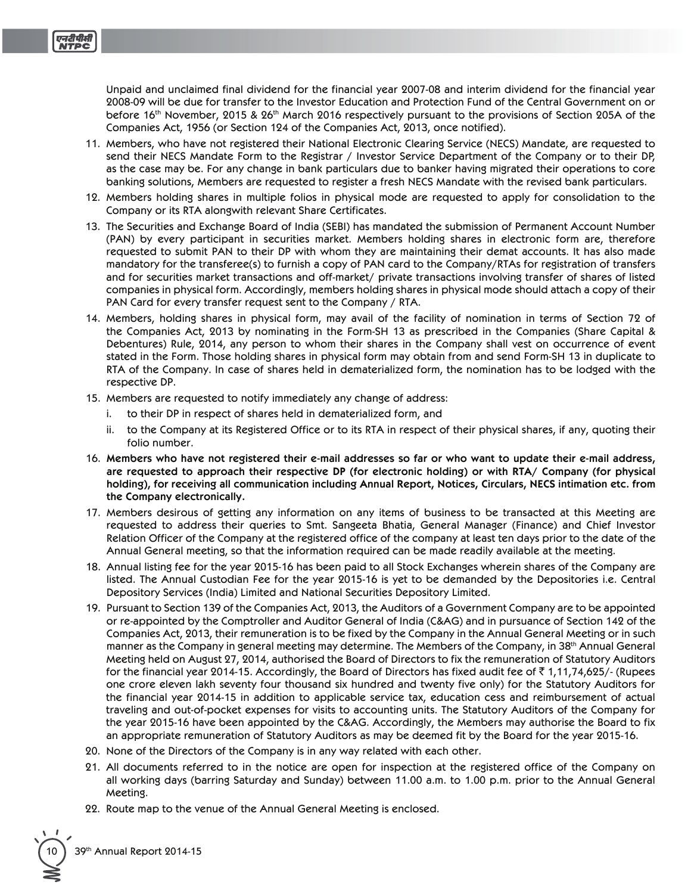Unpaid and unclaimed final dividend for the financial year 2007-08 and interim dividend for the financial year 2008-09 will be due for transfer to the Investor Education and Protection Fund of the Central Government on or before 16th November, 2015 & 26th March 2016 respectively pursuant to the provisions of Section 205A of the Companies Act, 1956 (or Section 124 of the Companies Act, 2013, once notified).

11. Members, who have not registered their National Electronic Clearing Service (NECS) Mandate, are requested to send their NECS Mandate Form to the Registrar / Investor Service Department of the Company or to their DP, as the case may be. For any change in bank particulars due to banker having migrated their operations to core banking solutions, Members are requested to register a fresh NECS Mandate with the revised bank particulars.
12. Members holding shares in multiple folios in physical mode are requested to apply for consolidation to the Company or its RTA alongwith relevant Share Certificates.
13. The Securities and Exchange Board of India (SEBI) has mandated the submission of Permanent Account Number (PAN) by every participant in securities market. Members holding shares in electronic form are, therefore requested to submit PAN to their DP with whom they are maintaining their demat accounts. It has also made mandatory for the transferee(s) to furnish a copy of PAN card to the Company/RTAs for registration of transfers and for securities market transactions and off-market/ private transactions involving transfer of shares of listed companies in physical form. Accordingly, members holding shares in physical mode should attach a copy of their PAN Card for every transfer request sent to the Company / RTA.
14. Members, holding shares in physical form, may avail of the facility of nomination in terms of Section 72 of the Companies Act, 2013 by nominating in the Form-SH 13 as prescribed in the Companies (Share Capital & Debentures) Rule, 2014, any person to whom their shares in the Company shall vest on occurrence of event stated in the Form. Those holding shares in physical form may obtain from and send Form-SH 13 in duplicate to RTA of the Company. In case of shares held in dematerialized form, the nomination has to be lodged with the respective DP.
15. Members are requested to notify immediately any change of address:
    i. to their DP in respect of shares held in dematerialized form, and
    ii. to the Company at its Registered Office or to its RTA in respect of their physical shares, if any, quoting their folio number.
16. **Members who have not registered their e-mail addresses so far or who want to update their e-mail address, are requested to approach their respective DP (for electronic holding) or with RTA/ Company (for physical holding), for receiving all communication including Annual Report, Notices, Circulars, NECS intimation etc. from the Company electronically.**
17. Members desirous of getting any information on any items of business to be transacted at this Meeting are requested to address their queries to Smt. Sangeeta Bhatia, General Manager (Finance) and Chief Investor Relation Officer of the Company at the registered office of the company at least ten days prior to the date of the Annual General meeting, so that the information required can be made readily available at the meeting.
18. Annual listing fee for the year 2015-16 has been paid to all Stock Exchanges wherein shares of the Company are listed. The Annual Custodian Fee for the year 2015-16 is yet to be demanded by the Depositories i.e. Central Depository Services (India) Limited and National Securities Depository Limited.
19. Pursuant to Section 139 of the Companies Act, 2013, the Auditors of a Government Company are to be appointed or re-appointed by the Comptroller and Auditor General of India (C&AG) and in pursuance of Section 142 of the Companies Act, 2013, their remuneration is to be fixed by the Company in the Annual General Meeting or in such manner as the Company in general meeting may determine. The Members of the Company, in 38th Annual General Meeting held on August 27, 2014, authorised the Board of Directors to fix the remuneration of Statutory Auditors for the financial year 2014-15. Accordingly, the Board of Directors has fixed audit fee of ₹ 1,11,74,625/- (Rupees one crore eleven lakh seventy four thousand six hundred and twenty five only) for the Statutory Auditors for the financial year 2014-15 in addition to applicable service tax, education cess and reimbursement of actual traveling and out-of-pocket expenses for visits to accounting units. The Statutory Auditors of the Company for the year 2015-16 have been appointed by the C&AG. Accordingly, the Members may authorise the Board to fix an appropriate remuneration of Statutory Auditors as may be deemed fit by the Board for the year 2015-16.
20. None of the Directors of the Company is in any way related with each other.
21. All documents referred to in the notice are open for inspection at the registered office of the Company on all working days (barring Saturday and Sunday) between 11.00 a.m. to 1.00 p.m. prior to the Annual General Meeting.
22. Route map to the venue of the Annual General Meeting is enclosed.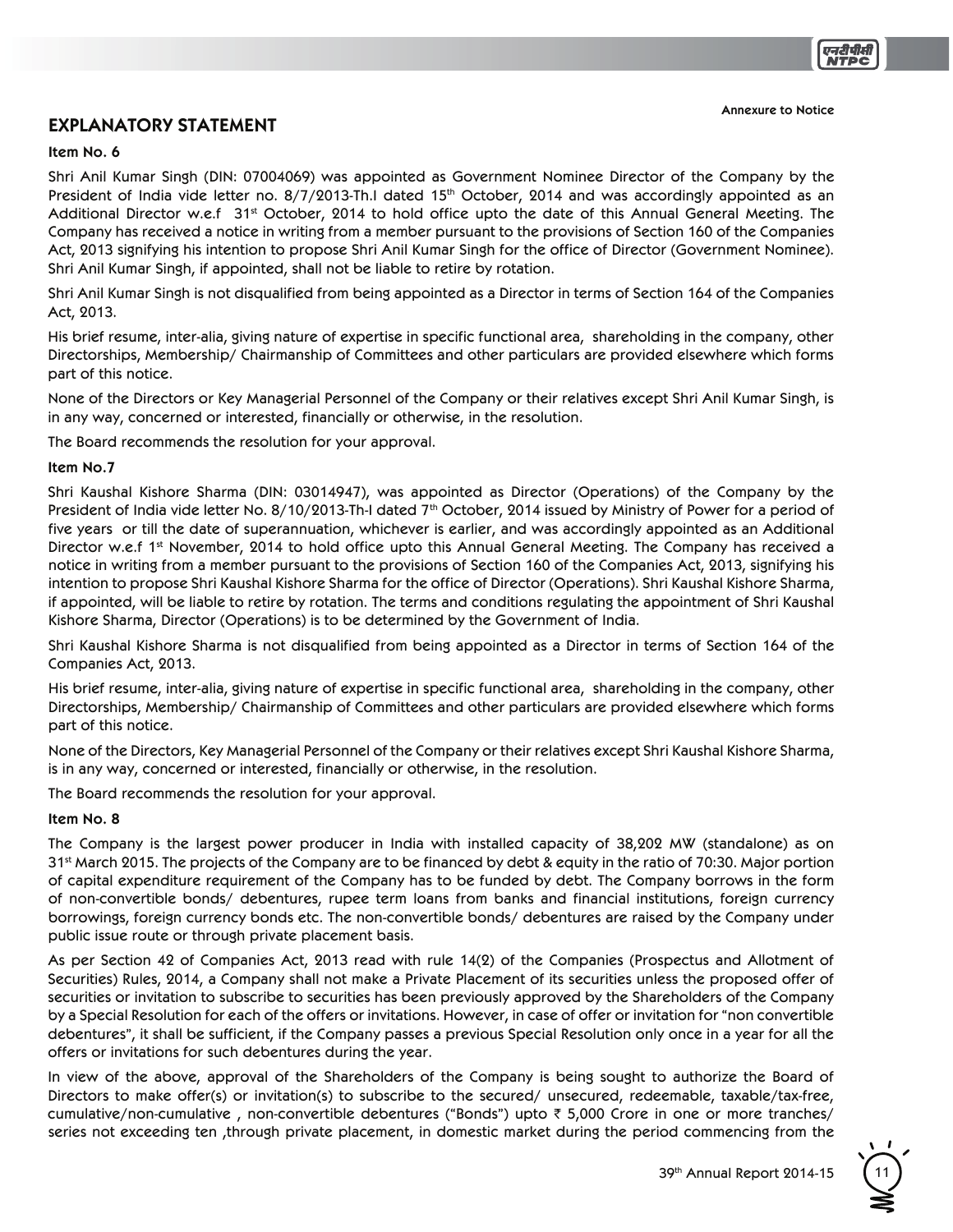Annexure to Notice

## EXPLANATORY STATEMENT

### Item No. 6

Shri Anil Kumar Singh (DIN: 07004069) was appointed as Government Nominee Director of the Company by the President of India vide letter no. 8/7/2013-Th.I dated 15th October, 2014 and was accordingly appointed as an Additional Director w.e.f 31st October, 2014 to hold office upto the date of this Annual General Meeting. The Company has received a notice in writing from a member pursuant to the provisions of Section 160 of the Companies Act, 2013 signifying his intention to propose Shri Anil Kumar Singh for the office of Director (Government Nominee). Shri Anil Kumar Singh, if appointed, shall not be liable to retire by rotation.

Shri Anil Kumar Singh is not disqualified from being appointed as a Director in terms of Section 164 of the Companies Act, 2013.

His brief resume, inter-alia, giving nature of expertise in specific functional area, shareholding in the company, other Directorships, Membership/ Chairmanship of Committees and other particulars are provided elsewhere which forms part of this notice.

None of the Directors or Key Managerial Personnel of the Company or their relatives except Shri Anil Kumar Singh, is in any way, concerned or interested, financially or otherwise, in the resolution.

The Board recommends the resolution for your approval.

### Item No.7

Shri Kaushal Kishore Sharma (DIN: 03014947), was appointed as Director (Operations) of the Company by the President of India vide letter No. 8/10/2013-Th-I dated 7th October, 2014 issued by Ministry of Power for a period of five years or till the date of superannuation, whichever is earlier, and was accordingly appointed as an Additional Director w.e.f 1st November, 2014 to hold office upto this Annual General Meeting. The Company has received a notice in writing from a member pursuant to the provisions of Section 160 of the Companies Act, 2013, signifying his intention to propose Shri Kaushal Kishore Sharma for the office of Director (Operations). Shri Kaushal Kishore Sharma, if appointed, will be liable to retire by rotation. The terms and conditions regulating the appointment of Shri Kaushal Kishore Sharma, Director (Operations) is to be determined by the Government of India.

Shri Kaushal Kishore Sharma is not disqualified from being appointed as a Director in terms of Section 164 of the Companies Act, 2013.

His brief resume, inter-alia, giving nature of expertise in specific functional area, shareholding in the company, other Directorships, Membership/ Chairmanship of Committees and other particulars are provided elsewhere which forms part of this notice.

None of the Directors, Key Managerial Personnel of the Company or their relatives except Shri Kaushal Kishore Sharma, is in any way, concerned or interested, financially or otherwise, in the resolution.

The Board recommends the resolution for your approval.

### Item No. 8

The Company is the largest power producer in India with installed capacity of 38,202 MW (standalone) as on 31st March 2015. The projects of the Company are to be financed by debt & equity in the ratio of 70:30. Major portion of capital expenditure requirement of the Company has to be funded by debt. The Company borrows in the form of non-convertible bonds/ debentures, rupee term loans from banks and financial institutions, foreign currency borrowings, foreign currency bonds etc. The non-convertible bonds/ debentures are raised by the Company under public issue route or through private placement basis.

As per Section 42 of Companies Act, 2013 read with rule 14(2) of the Companies (Prospectus and Allotment of Securities) Rules, 2014, a Company shall not make a Private Placement of its securities unless the proposed offer of securities or invitation to subscribe to securities has been previously approved by the Shareholders of the Company by a Special Resolution for each of the offers or invitations. However, in case of offer or invitation for "non convertible debentures", it shall be sufficient, if the Company passes a previous Special Resolution only once in a year for all the offers or invitations for such debentures during the year.

In view of the above, approval of the Shareholders of the Company is being sought to authorize the Board of Directors to make offer(s) or invitation(s) to subscribe to the secured/ unsecured, redeemable, taxable/tax-free, cumulative/non-cumulative , non-convertible debentures ("Bonds") upto ₹ 5,000 Crore in one or more tranches/ series not exceeding ten ,through private placement, in domestic market during the period commencing from the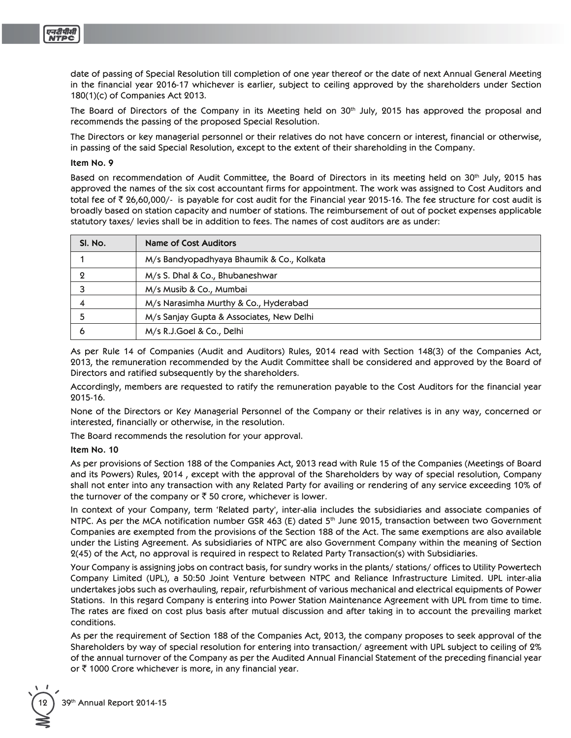date of passing of Special Resolution till completion of one year thereof or the date of next Annual General Meeting in the financial year 2016-17 whichever is earlier, subject to ceiling approved by the shareholders under Section 180(1)(c) of Companies Act 2013.

The Board of Directors of the Company in its Meeting held on 30th July, 2015 has approved the proposal and recommends the passing of the proposed Special Resolution.

The Directors or key managerial personnel or their relatives do not have concern or interest, financial or otherwise, in passing of the said Special Resolution, except to the extent of their shareholding in the Company.

**Item No. 9**

Based on recommendation of Audit Committee, the Board of Directors in its meeting held on 30th July, 2015 has approved the names of the six cost accountant firms for appointment. The work was assigned to Cost Auditors and total fee of ₹ 26,60,000/- is payable for cost audit for the Financial year 2015-16. The fee structure for cost audit is broadly based on station capacity and number of stations. The reimbursement of out of pocket expenses applicable statutory taxes/ levies shall be in addition to fees. The names of cost auditors are as under:

| Sl. No. | Name of Cost Auditors |
|---|---|
| 1 | M/s Bandyopadhyaya Bhaumik & Co., Kolkata |
| 2 | M/s S. Dhal & Co., Bhubaneshwar |
| 3 | M/s Musib & Co., Mumbai |
| 4 | M/s Narasimha Murthy & Co., Hyderabad |
| 5 | M/s Sanjay Gupta & Associates, New Delhi |
| 6 | M/s R.J.Goel & Co., Delhi |

As per Rule 14 of Companies (Audit and Auditors) Rules, 2014 read with Section 148(3) of the Companies Act, 2013, the remuneration recommended by the Audit Committee shall be considered and approved by the Board of Directors and ratified subsequently by the shareholders.

Accordingly, members are requested to ratify the remuneration payable to the Cost Auditors for the financial year 2015-16.

None of the Directors or Key Managerial Personnel of the Company or their relatives is in any way, concerned or interested, financially or otherwise, in the resolution.

The Board recommends the resolution for your approval.

**Item No. 10**

As per provisions of Section 188 of the Companies Act, 2013 read with Rule 15 of the Companies (Meetings of Board and its Powers) Rules, 2014 , except with the approval of the Shareholders by way of special resolution, Company shall not enter into any transaction with any Related Party for availing or rendering of any service exceeding 10% of the turnover of the company or ₹ 50 crore, whichever is lower.

In context of your Company, term 'Related party', inter-alia includes the subsidiaries and associate companies of NTPC. As per the MCA notification number GSR 463 (E) dated 5th June 2015, transaction between two Government Companies are exempted from the provisions of the Section 188 of the Act. The same exemptions are also available under the Listing Agreement. As subsidiaries of NTPC are also Government Company within the meaning of Section 2(45) of the Act, no approval is required in respect to Related Party Transaction(s) with Subsidiaries.

Your Company is assigning jobs on contract basis, for sundry works in the plants/ stations/ offices to Utility Powertech Company Limited (UPL), a 50:50 Joint Venture between NTPC and Reliance Infrastructure Limited. UPL inter-alia undertakes jobs such as overhauling, repair, refurbishment of various mechanical and electrical equipments of Power Stations. In this regard Company is entering into Power Station Maintenance Agreement with UPL from time to time. The rates are fixed on cost plus basis after mutual discussion and after taking in to account the prevailing market conditions.

As per the requirement of Section 188 of the Companies Act, 2013, the company proposes to seek approval of the Shareholders by way of special resolution for entering into transaction/ agreement with UPL subject to ceiling of 2% of the annual turnover of the Company as per the Audited Annual Financial Statement of the preceding financial year or ₹ 1000 Crore whichever is more, in any financial year.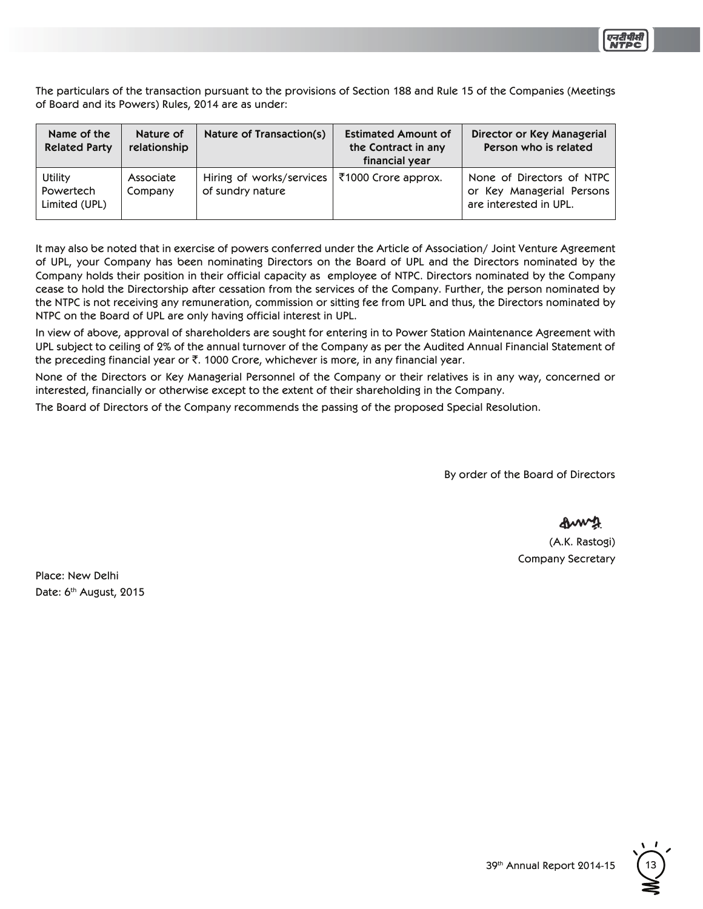The particulars of the transaction pursuant to the provisions of Section 188 and Rule 15 of the Companies (Meetings of Board and its Powers) Rules, 2014 are as under:

| Name of the Related Party | Nature of relationship | Nature of Transaction(s) | Estimated Amount of the Contract in any financial year | Director or Key Managerial Person who is related |
|---|---|---|---|---|
| Utility Powertech Limited (UPL) | Associate Company | Hiring of works/services of sundry nature | ₹1000 Crore approx. | None of Directors of NTPC or Key Managerial Persons are interested in UPL. |

It may also be noted that in exercise of powers conferred under the Article of Association/ Joint Venture Agreement of UPL, your Company has been nominating Directors on the Board of UPL and the Directors nominated by the Company holds their position in their official capacity as employee of NTPC. Directors nominated by the Company cease to hold the Directorship after cessation from the services of the Company. Further, the person nominated by the NTPC is not receiving any remuneration, commission or sitting fee from UPL and thus, the Directors nominated by NTPC on the Board of UPL are only having official interest in UPL.

In view of above, approval of shareholders are sought for entering in to Power Station Maintenance Agreement with UPL subject to ceiling of 2% of the annual turnover of the Company as per the Audited Annual Financial Statement of the preceding financial year or ₹. 1000 Crore, whichever is more, in any financial year.

None of the Directors or Key Managerial Personnel of the Company or their relatives is in any way, concerned or interested, financially or otherwise except to the extent of their shareholding in the Company.

The Board of Directors of the Company recommends the passing of the proposed Special Resolution.

By order of the Board of Directors

(A.K. Rastogi)
Company Secretary

Place: New Delhi
Date: 6th August, 2015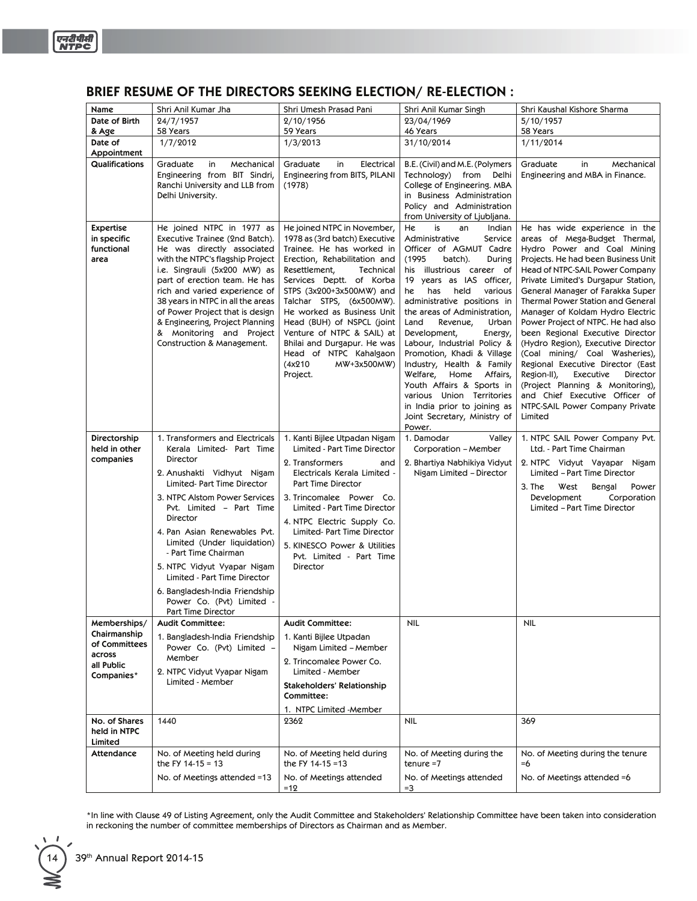## BRIEF RESUME OF THE DIRECTORS SEEKING ELECTION/ RE-ELECTION :

| Name | Shri Anil Kumar Jha | Shri Umesh Prasad Pani | Shri Anil Kumar Singh | Shri Kaushal Kishore Sharma |
|---|---|---|---|---|
| **Date of Birth & Age** | 24/7/1957<br>58 Years | 2/10/1956<br>59 Years | 23/04/1969<br>46 Years | 5/10/1957<br>58 Years |
| **Date of Appointment** | 1/7/2012 | 1/3/2013 | 31/10/2014 | 1/11/2014 |
| **Qualifications** | Graduate in Mechanical Engineering from BIT Sindri, Ranchi University and LLB from Delhi University. | Graduate in Electrical Engineering from BITS, PILANI (1978) | B.E. (Civil) and M.E. (Polymers Technology) from Delhi College of Engineering. MBA in Business Administration Policy and Administration from University of Ljubljana. | Graduate in Mechanical Engineering and MBA in Finance. |
| **Expertise in specific functional area** | He joined NTPC in 1977 as Executive Trainee (2nd Batch). He was directly associated with the NTPC's flagship Project i.e. Singrauli (5x200 MW) as part of erection team. He has rich and varied experience of 38 years in NTPC in all the areas of Power Project that is design & Engineering, Project Planning & Monitoring and Project Construction & Management. | He joined NTPC in November, 1978 as (3rd batch) Executive Trainee. He has worked in Erection, Rehabilitation and Resettlement, Technical Services Deptt. of Korba STPS (3x200+3x500MW) and Talchar STPS, (6x500MW). He worked as Business Unit Head (BUH) of NSPCL (joint Venture of NTPC & SAIL) at Bhilai and Durgapur. He was Head of NTPC Kahalgaon (4x210 MW+3x500MW) Project. | He is an Indian Administrative Service Officer of AGMUT Cadre (1995 batch). During his illustrious career of 19 years as IAS officer, he has held various administrative positions in the areas of Administration, Land Revenue, Urban Development, Energy, Labour, Industrial Policy & Promotion, Khadi & Village Industry, Health & Family Welfare, Home Affairs, Youth Affairs & Sports in various Union Territories in India prior to joining as Joint Secretary, Ministry of Power. | He has wide experience in the areas of Mega-Budget Thermal, Hydro Power and Coal Mining Projects. He had been Business Unit Head of NTPC-SAIL Power Company Private Limited's Durgapur Station, General Manager of Farakka Super Thermal Power Station and General Manager of Koldam Hydro Electric Power Project of NTPC. He had also been Regional Executive Director (Hydro Region), Executive Director (Coal mining/ Coal Washeries), Regional Executive Director (East Region-II), Executive Director (Project Planning & Monitoring), and Chief Executive Officer of NTPC-SAIL Power Company Private Limited |
| **Directorship held in other companies** | 1. Transformers and Electricals Kerala Limited- Part Time Director<br>2. Anushakti Vidhyut Nigam Limited- Part Time Director<br>3. NTPC Alstom Power Services Pvt. Limited – Part Time Director<br>4. Pan Asian Renewables Pvt. Limited (Under liquidation) - Part Time Chairman<br>5. NTPC Vidyut Vyapar Nigam Limited - Part Time Director<br>6. Bangladesh-India Friendship Power Co. (Pvt) Limited - Part Time Director | 1. Kanti Bijlee Utpadan Nigam Limited - Part Time Director<br>2. Transformers and Electricals Kerala Limited - Part Time Director<br>3. Trincomalee Power Co. Limited - Part Time Director<br>4. NTPC Electric Supply Co. Limited- Part Time Director<br>5. KINESCO Power & Utilities Pvt. Limited - Part Time Director | 1. Damodar Valley Corporation – Member<br>2. Bhartiya Nabhikiya Vidyut Nigam Limited – Director | 1. NTPC SAIL Power Company Pvt. Ltd. - Part Time Chairman<br>2. NTPC Vidyut Vayapar Nigam Limited – Part Time Director<br>3. The West Bengal Power Development Corporation Limited – Part Time Director |
| **Memberships/ Chairmanship of Committees across all Public Companies*** | **Audit Committee:**<br>1. Bangladesh-India Friendship Power Co. (Pvt) Limited – Member<br>2. NTPC Vidyut Vyapar Nigam Limited - Member | **Audit Committee:**<br>1. Kanti Bijlee Utpadan Nigam Limited – Member<br>2. Trincomalee Power Co. Limited - Member<br>**Stakeholders' Relationship Committee:**<br>1. NTPC Limited -Member | NIL | NIL |
| **No. of Shares held in NTPC Limited** | 1440 | 2362 | NIL | 369 |
| **Attendance** | No. of Meeting held during the FY 14-15 = 13<br>No. of Meetings attended =13 | No. of Meeting held during the FY 14-15 =13<br>No. of Meetings attended =12 | No. of Meeting during the tenure =7<br>No. of Meetings attended =3 | No. of Meeting during the tenure =6<br>No. of Meetings attended =6 |

*In line with Clause 49 of Listing Agreement, only the Audit Committee and Stakeholders' Relationship Committee have been taken into consideration in reckoning the number of committee memberships of Directors as Chairman and as Member.